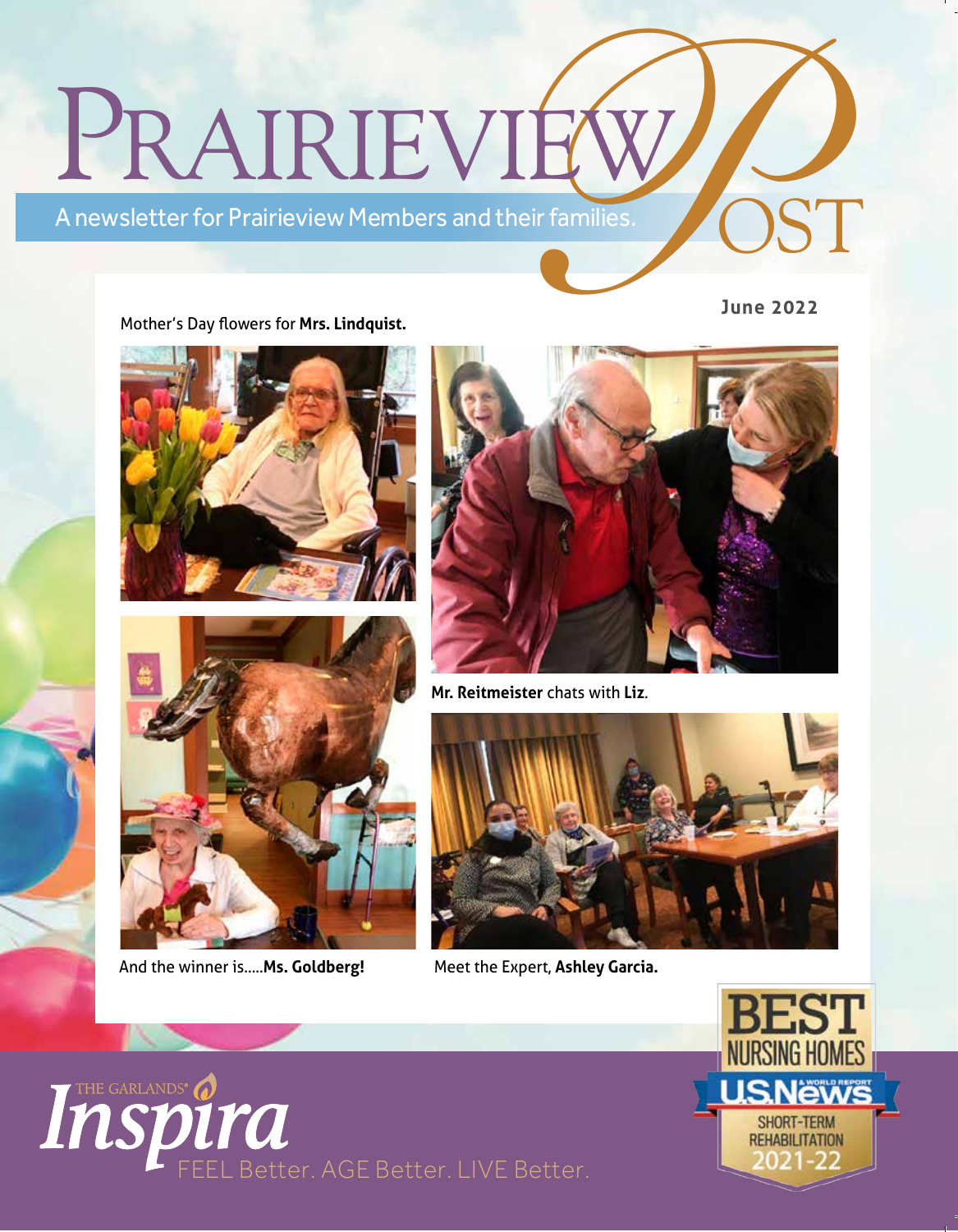# Prairieview Post

A newsletter for Prairieview Members and their families.

June 2022

Mother's Day flowers for **Mrs. Lindquist.**

**Mr. Reitmeister** chats with **Liz**.

And the winner is.....**Ms. Goldberg!**

Meet the Expert, **Ashley Garcia.**

THE GARLANDS® Inspira

FEEL Better. AGE Better. LIVE Better.

BEST NURSING HOMES
U.S.News & WORLD REPORT
SHORT-TERM REHABILITATION
2021-22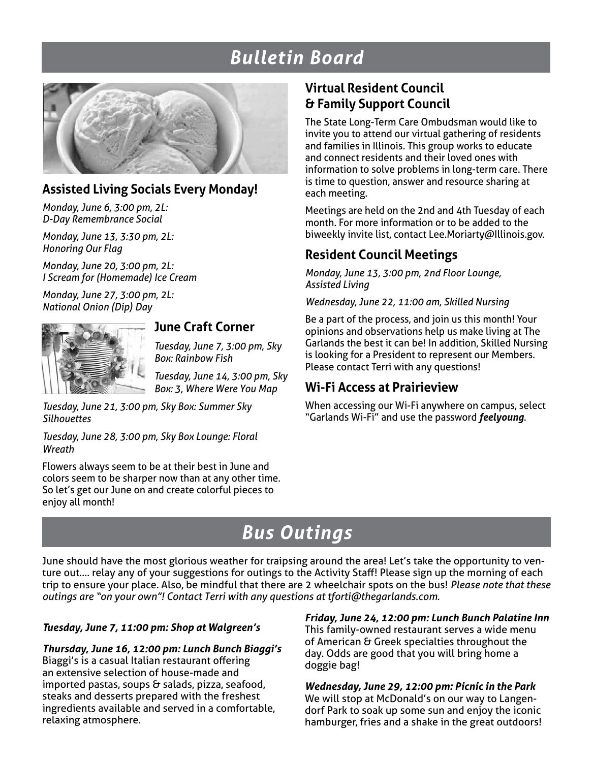# Bulletin Board

## Assisted Living Socials Every Monday!

*Monday, June 6, 3:00 pm, 2L: D-Day Remembrance Social*

*Monday, June 13, 3:30 pm, 2L: Honoring Our Flag*

*Monday, June 20, 3:00 pm, 2L: I Scream for (Homemade) Ice Cream*

*Monday, June 27, 3:00 pm, 2L: National Onion (Dip) Day*

## June Craft Corner

*Tuesday, June 7, 3:00 pm, Sky Box: Rainbow Fish*

*Tuesday, June 14, 3:00 pm, Sky Box: 3, Where Were You Map*

*Tuesday, June 21, 3:00 pm, Sky Box: Summer Sky Silhouettes*

*Tuesday, June 28, 3:00 pm, Sky Box Lounge: Floral Wreath*

Flowers always seem to be at their best in June and colors seem to be sharper now than at any other time. So let's get our June on and create colorful pieces to enjoy all month!

## Virtual Resident Council & Family Support Council

The State Long-Term Care Ombudsman would like to invite you to attend our virtual gathering of residents and families in Illinois. This group works to educate and connect residents and their loved ones with information to solve problems in long-term care. There is time to question, answer and resource sharing at each meeting.

Meetings are held on the 2nd and 4th Tuesday of each month. For more information or to be added to the biweekly invite list, contact Lee.Moriarty@Illinois.gov.

## Resident Council Meetings

*Monday, June 13, 3:00 pm, 2nd Floor Lounge, Assisted Living*

*Wednesday, June 22, 11:00 am, Skilled Nursing*

Be a part of the process, and join us this month! Your opinions and observations help us make living at The Garlands the best it can be! In addition, Skilled Nursing is looking for a President to represent our Members. Please contact Terri with any questions!

## Wi-Fi Access at Prairieview

When accessing our Wi-Fi anywhere on campus, select "Garlands Wi-Fi" and use the password ***feelyoung***.

# Bus Outings

June should have the most glorious weather for traipsing around the area! Let's take the opportunity to venture out.... relay any of your suggestions for outings to the Activity Staff! Please sign up the morning of each trip to ensure your place. Also, be mindful that there are 2 wheelchair spots on the bus! *Please note that these outings are "on your own"! Contact Terri with any questions at tforti@thegarlands.com.*

***Tuesday, June 7, 11:00 pm: Shop at Walgreen's***

***Thursday, June 16, 12:00 pm: Lunch Bunch Biaggi's***
Biaggi's is a casual Italian restaurant offering an extensive selection of house-made and imported pastas, soups & salads, pizza, seafood, steaks and desserts prepared with the freshest ingredients available and served in a comfortable, relaxing atmosphere.

***Friday, June 24, 12:00 pm: Lunch Bunch Palatine Inn***
This family-owned restaurant serves a wide menu of American & Greek specialties throughout the day. Odds are good that you will bring home a doggie bag!

***Wednesday, June 29, 12:00 pm: Picnic in the Park***
We will stop at McDonald's on our way to Langendorf Park to soak up some sun and enjoy the iconic hamburger, fries and a shake in the great outdoors!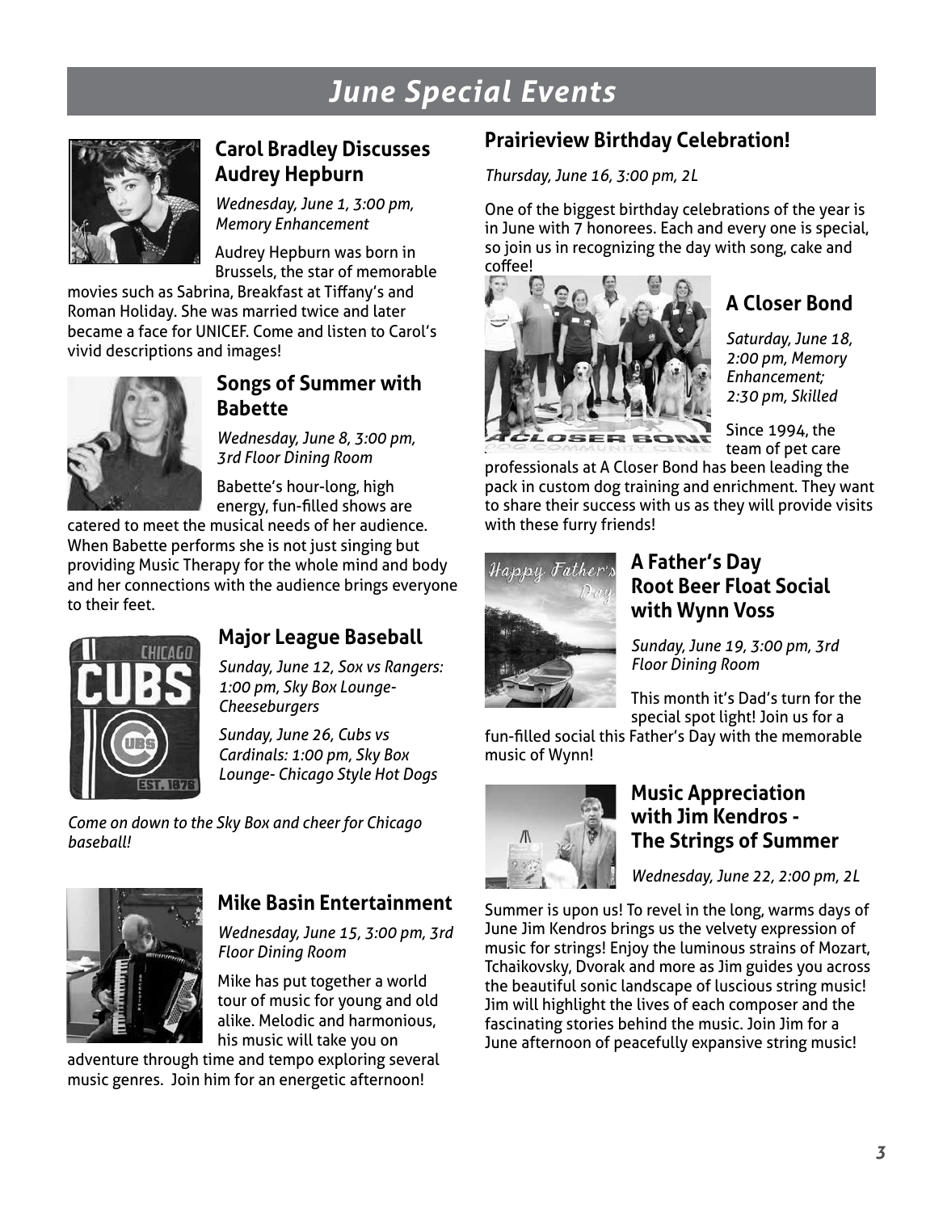# June Special Events

## Carol Bradley Discusses Audrey Hepburn

*Wednesday, June 1, 3:00 pm, Memory Enhancement*

Audrey Hepburn was born in Brussels, the star of memorable movies such as Sabrina, Breakfast at Tiffany's and Roman Holiday. She was married twice and later became a face for UNICEF. Come and listen to Carol's vivid descriptions and images!

## Songs of Summer with Babette

*Wednesday, June 8, 3:00 pm, 3rd Floor Dining Room*

Babette's hour-long, high energy, fun-filled shows are catered to meet the musical needs of her audience. When Babette performs she is not just singing but providing Music Therapy for the whole mind and body and her connections with the audience brings everyone to their feet.

## Major League Baseball

*Sunday, June 12, Sox vs Rangers: 1:00 pm, Sky Box Lounge- Cheeseburgers*

*Sunday, June 26, Cubs vs Cardinals: 1:00 pm, Sky Box Lounge- Chicago Style Hot Dogs*

*Come on down to the Sky Box and cheer for Chicago baseball!*

## Mike Basin Entertainment

*Wednesday, June 15, 3:00 pm, 3rd Floor Dining Room*

Mike has put together a world tour of music for young and old alike. Melodic and harmonious, his music will take you on adventure through time and tempo exploring several music genres. Join him for an energetic afternoon!

## Prairieview Birthday Celebration!

*Thursday, June 16, 3:00 pm, 2L*

One of the biggest birthday celebrations of the year is in June with 7 honorees. Each and every one is special, so join us in recognizing the day with song, cake and coffee!

## A Closer Bond

*Saturday, June 18, 2:00 pm, Memory Enhancement; 2:30 pm, Skilled*

Since 1994, the team of pet care professionals at A Closer Bond has been leading the pack in custom dog training and enrichment. They want to share their success with us as they will provide visits with these furry friends!

## A Father's Day Root Beer Float Social with Wynn Voss

*Sunday, June 19, 3:00 pm, 3rd Floor Dining Room*

This month it's Dad's turn for the special spot light! Join us for a fun-filled social this Father's Day with the memorable music of Wynn!

## Music Appreciation with Jim Kendros - The Strings of Summer

*Wednesday, June 22, 2:00 pm, 2L*

Summer is upon us! To revel in the long, warms days of June Jim Kendros brings us the velvety expression of music for strings! Enjoy the luminous strains of Mozart, Tchaikovsky, Dvorak and more as Jim guides you across the beautiful sonic landscape of luscious string music! Jim will highlight the lives of each composer and the fascinating stories behind the music. Join Jim for a June afternoon of peacefully expansive string music!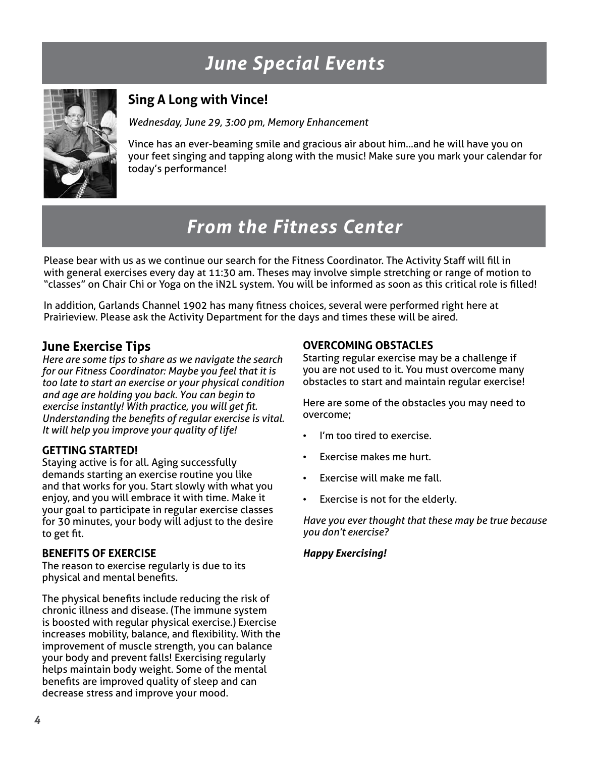# June Special Events

## Sing A Long with Vince!

*Wednesday, June 29, 3:00 pm, Memory Enhancement*

Vince has an ever-beaming smile and gracious air about him…and he will have you on your feet singing and tapping along with the music! Make sure you mark your calendar for today's performance!

# From the Fitness Center

Please bear with us as we continue our search for the Fitness Coordinator. The Activity Staff will fill in with general exercises every day at 11:30 am. Theses may involve simple stretching or range of motion to "classes" on Chair Chi or Yoga on the iN2L system. You will be informed as soon as this critical role is filled!

In addition, Garlands Channel 1902 has many fitness choices, several were performed right here at Prairieview. Please ask the Activity Department for the days and times these will be aired.

## June Exercise Tips

*Here are some tips to share as we navigate the search for our Fitness Coordinator: Maybe you feel that it is too late to start an exercise or your physical condition and age are holding you back. You can begin to exercise instantly! With practice, you will get fit. Understanding the benefits of regular exercise is vital. It will help you improve your quality of life!*

### GETTING STARTED!

Staying active is for all. Aging successfully demands starting an exercise routine you like and that works for you. Start slowly with what you enjoy, and you will embrace it with time. Make it your goal to participate in regular exercise classes for 30 minutes, your body will adjust to the desire to get fit.

### BENEFITS OF EXERCISE

The reason to exercise regularly is due to its physical and mental benefits.

The physical benefits include reducing the risk of chronic illness and disease. (The immune system is boosted with regular physical exercise.) Exercise increases mobility, balance, and flexibility. With the improvement of muscle strength, you can balance your body and prevent falls! Exercising regularly helps maintain body weight. Some of the mental benefits are improved quality of sleep and can decrease stress and improve your mood.

### OVERCOMING OBSTACLES

Starting regular exercise may be a challenge if you are not used to it. You must overcome many obstacles to start and maintain regular exercise!

Here are some of the obstacles you may need to overcome;

- I'm too tired to exercise.
- Exercise makes me hurt.
- Exercise will make me fall.
- Exercise is not for the elderly.

*Have you ever thought that these may be true because you don't exercise?*

***Happy Exercising!***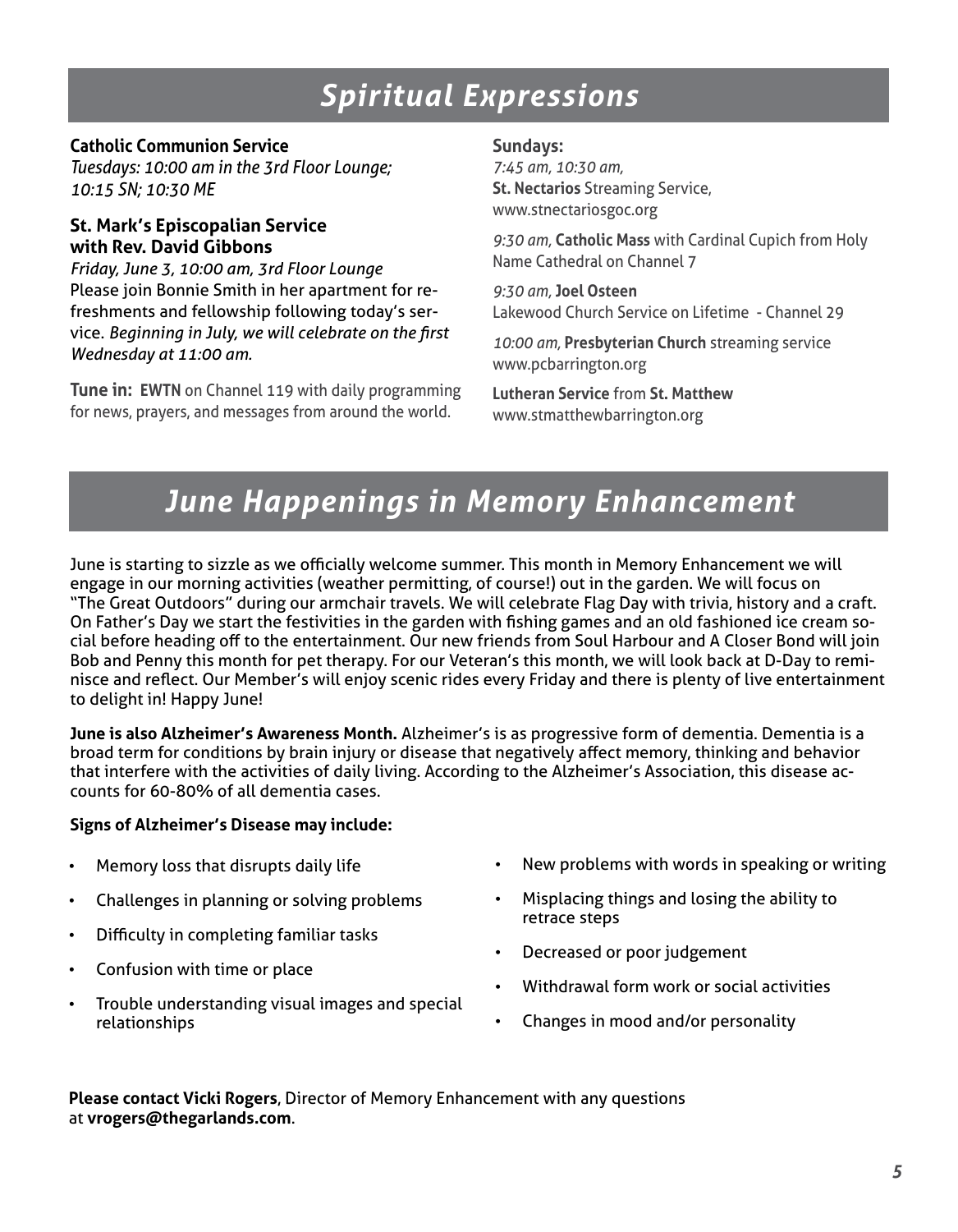# *Spiritual Expressions*

**Catholic Communion Service**
*Tuesdays: 10:00 am in the 3rd Floor Lounge; 10:15 SN; 10:30 ME*

### St. Mark's Episcopalian Service with Rev. David Gibbons

*Friday, June 3, 10:00 am, 3rd Floor Lounge*
Please join Bonnie Smith in her apartment for refreshments and fellowship following today's service. *Beginning in July, we will celebrate on the first Wednesday at 11:00 am.*

**Tune in: EWTN** on Channel 119 with daily programming for news, prayers, and messages from around the world.

**Sundays:**
*7:45 am, 10:30 am,*
**St. Nectarios** Streaming Service,
www.stnectariosgoc.org

*9:30 am,* **Catholic Mass** with Cardinal Cupich from Holy Name Cathedral on Channel 7

*9:30 am,* **Joel Osteen**
Lakewood Church Service on Lifetime - Channel 29

*10:00 am,* **Presbyterian Church** streaming service
www.pcbarrington.org

**Lutheran Service** from **St. Matthew**
www.stmatthewbarrington.org

# *June Happenings in Memory Enhancement*

June is starting to sizzle as we officially welcome summer. This month in Memory Enhancement we will engage in our morning activities (weather permitting, of course!) out in the garden. We will focus on "The Great Outdoors" during our armchair travels. We will celebrate Flag Day with trivia, history and a craft. On Father's Day we start the festivities in the garden with fishing games and an old fashioned ice cream social before heading off to the entertainment. Our new friends from Soul Harbour and A Closer Bond will join Bob and Penny this month for pet therapy. For our Veteran's this month, we will look back at D-Day to reminisce and reflect. Our Member's will enjoy scenic rides every Friday and there is plenty of live entertainment to delight in! Happy June!

**June is also Alzheimer's Awareness Month.** Alzheimer's is as progressive form of dementia. Dementia is a broad term for conditions by brain injury or disease that negatively affect memory, thinking and behavior that interfere with the activities of daily living. According to the Alzheimer's Association, this disease accounts for 60-80% of all dementia cases.

**Signs of Alzheimer's Disease may include:**

- Memory loss that disrupts daily life
- Challenges in planning or solving problems
- Difficulty in completing familiar tasks
- Confusion with time or place
- Trouble understanding visual images and special relationships
- New problems with words in speaking or writing
- Misplacing things and losing the ability to retrace steps
- Decreased or poor judgement
- Withdrawal form work or social activities
- Changes in mood and/or personality

**Please contact Vicki Rogers**, Director of Memory Enhancement with any questions at **vrogers@thegarlands.com**.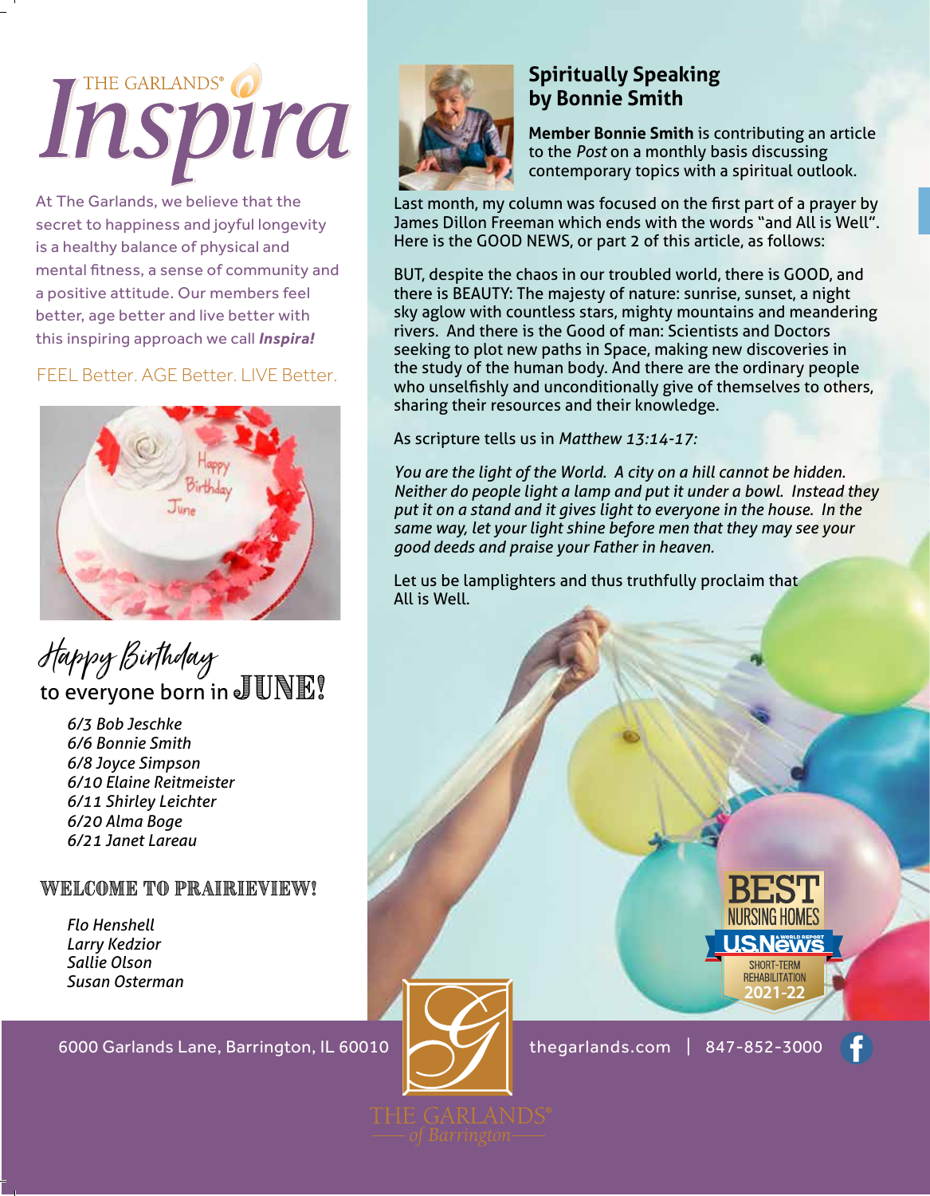# THE GARLANDS® Inspira

At The Garlands, we believe that the secret to happiness and joyful longevity is a healthy balance of physical and mental fitness, a sense of community and a positive attitude. Our members feel better, age better and live better with this inspiring approach we call ***Inspira!***

FEEL Better. AGE Better. LIVE Better.

## Happy Birthday to everyone born in JUNE!

*6/3 Bob Jeschke*
*6/6 Bonnie Smith*
*6/8 Joyce Simpson*
*6/10 Elaine Reitmeister*
*6/11 Shirley Leichter*
*6/20 Alma Boge*
*6/21 Janet Lareau*

## WELCOME TO PRAIRIEVIEW!

*Flo Henshell*
*Larry Kedzior*
*Sallie Olson*
*Susan Osterman*

## Spiritually Speaking by Bonnie Smith

**Member Bonnie Smith** is contributing an article to the *Post* on a monthly basis discussing contemporary topics with a spiritual outlook.

Last month, my column was focused on the first part of a prayer by James Dillon Freeman which ends with the words "and All is Well". Here is the GOOD NEWS, or part 2 of this article, as follows:

BUT, despite the chaos in our troubled world, there is GOOD, and there is BEAUTY: The majesty of nature: sunrise, sunset, a night sky aglow with countless stars, mighty mountains and meandering rivers. And there is the Good of man: Scientists and Doctors seeking to plot new paths in Space, making new discoveries in the study of the human body. And there are the ordinary people who unselfishly and unconditionally give of themselves to others, sharing their resources and their knowledge.

As scripture tells us in *Matthew 13:14-17:*

*You are the light of the World. A city on a hill cannot be hidden. Neither do people light a lamp and put it under a bowl. Instead they put it on a stand and it gives light to everyone in the house. In the same way, let your light shine before men that they may see your good deeds and praise your Father in heaven.*

Let us be lamplighters and thus truthfully proclaim that All is Well.

BEST NURSING HOMES U.S.News & WORLD REPORT SHORT-TERM REHABILITATION 2021-22

6000 Garlands Lane, Barrington, IL 60010 | thegarlands.com | 847-852-3000

THE GARLANDS® of Barrington